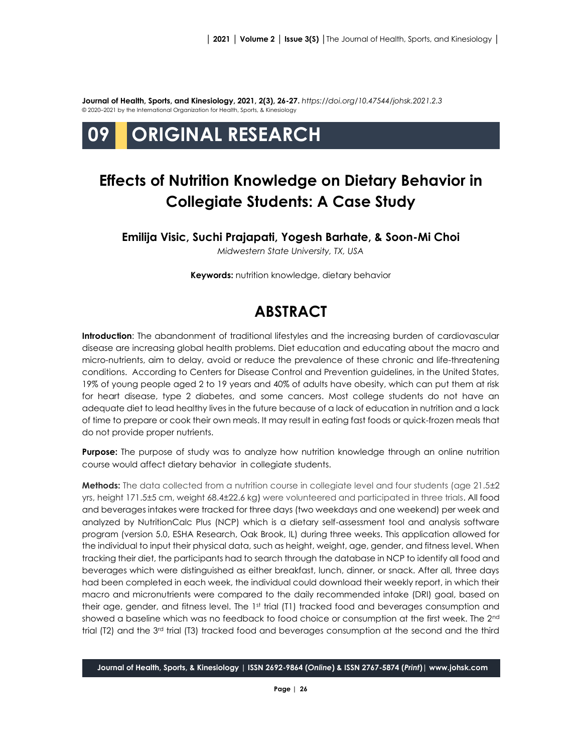**Journal of Health, Sports, and Kinesiology, 2021, 2(3), 26-27.** *https://doi.org/10.47544/johsk.2021.2.3*
© 2020–2021 by the International Organization for Health, Sports, & Kinesiology

# 09 ORIGINAL RESEARCH

# Effects of Nutrition Knowledge on Dietary Behavior in Collegiate Students: A Case Study

**Emilija Visic, Suchi Prajapati, Yogesh Barhate, & Soon-Mi Choi**

*Midwestern State University, TX, USA*

**Keywords:** nutrition knowledge, dietary behavior

## ABSTRACT

**Introduction**: The abandonment of traditional lifestyles and the increasing burden of cardiovascular disease are increasing global health problems. Diet education and educating about the macro and micro-nutrients, aim to delay, avoid or reduce the prevalence of these chronic and life-threatening conditions. According to Centers for Disease Control and Prevention guidelines, in the United States, 19% of young people aged 2 to 19 years and 40% of adults have obesity, which can put them at risk for heart disease, type 2 diabetes, and some cancers. Most college students do not have an adequate diet to lead healthy lives in the future because of a lack of education in nutrition and a lack of time to prepare or cook their own meals. It may result in eating fast foods or quick-frozen meals that do not provide proper nutrients.

**Purpose:** The purpose of study was to analyze how nutrition knowledge through an online nutrition course would affect dietary behavior in collegiate students.

**Methods:** The data collected from a nutrition course in collegiate level and four students (age 21.5±2 yrs, height 171.5±5 cm, weight 68.4±22.6 kg) were volunteered and participated in three trials. All food and beverages intakes were tracked for three days (two weekdays and one weekend) per week and analyzed by NutritionCalc Plus (NCP) which is a dietary self-assessment tool and analysis software program (version 5.0, ESHA Research, Oak Brook, IL) during three weeks. This application allowed for the individual to input their physical data, such as height, weight, age, gender, and fitness level. When tracking their diet, the participants had to search through the database in NCP to identify all food and beverages which were distinguished as either breakfast, lunch, dinner, or snack. After all, three days had been completed in each week, the individual could download their weekly report, in which their macro and micronutrients were compared to the daily recommended intake (DRI) goal, based on their age, gender, and fitness level. The 1st trial (T1) tracked food and beverages consumption and showed a baseline which was no feedback to food choice or consumption at the first week. The 2nd trial (T2) and the 3rd trial (T3) tracked food and beverages consumption at the second and the third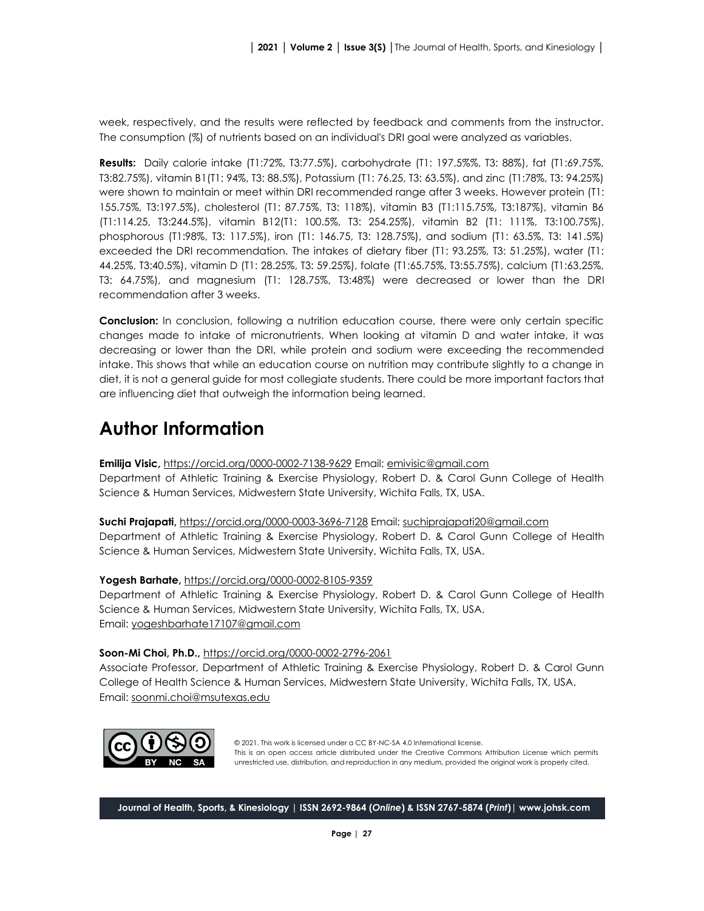week, respectively, and the results were reflected by feedback and comments from the instructor. The consumption (%) of nutrients based on an individual's DRI goal were analyzed as variables.

**Results:** Daily calorie intake (T1:72%, T3:77.5%), carbohydrate (T1: 197.5%%, T3: 88%), fat (T1:69.75%, T3:82.75%), vitamin B1(T1: 94%, T3: 88.5%), Potassium (T1: 76.25, T3: 63.5%), and zinc (T1:78%, T3: 94.25%) were shown to maintain or meet within DRI recommended range after 3 weeks. However protein (T1: 155.75%, T3:197.5%), cholesterol (T1: 87.75%, T3: 118%), vitamin B3 (T1:115.75%, T3:187%), vitamin B6 (T1:114.25, T3:244.5%), vitamin B12(T1: 100.5%, T3: 254.25%), vitamin B2 (T1: 111%, T3:100.75%), phosphorous (T1:98%, T3: 117.5%), iron (T1: 146.75, T3: 128.75%), and sodium (T1: 63.5%, T3: 141.5%) exceeded the DRI recommendation. The intakes of dietary fiber (T1: 93.25%, T3: 51.25%), water (T1: 44.25%, T3:40.5%), vitamin D (T1: 28.25%, T3: 59.25%), folate (T1:65.75%, T3:55.75%), calcium (T1:63.25%, T3: 64.75%), and magnesium (T1: 128.75%, T3:48%) were decreased or lower than the DRI recommendation after 3 weeks.

**Conclusion:** In conclusion, following a nutrition education course, there were only certain specific changes made to intake of micronutrients. When looking at vitamin D and water intake, it was decreasing or lower than the DRI, while protein and sodium were exceeding the recommended intake. This shows that while an education course on nutrition may contribute slightly to a change in diet, it is not a general guide for most collegiate students. There could be more important factors that are influencing diet that outweigh the information being learned.

# Author Information

**Emilija Visic,** https://orcid.org/0000-0002-7138-9629 Email: emivisic@gmail.com
Department of Athletic Training & Exercise Physiology, Robert D. & Carol Gunn College of Health Science & Human Services, Midwestern State University, Wichita Falls, TX, USA.

**Suchi Prajapati,** https://orcid.org/0000-0003-3696-7128 Email: suchiprajapati20@gmail.com
Department of Athletic Training & Exercise Physiology, Robert D. & Carol Gunn College of Health Science & Human Services, Midwestern State University, Wichita Falls, TX, USA.

**Yogesh Barhate,** https://orcid.org/0000-0002-8105-9359
Department of Athletic Training & Exercise Physiology, Robert D. & Carol Gunn College of Health Science & Human Services, Midwestern State University, Wichita Falls, TX, USA.
Email: yogeshbarhate17107@gmail.com

**Soon-Mi Choi, Ph.D.,** https://orcid.org/0000-0002-2796-2061
Associate Professor, Department of Athletic Training & Exercise Physiology, Robert D. & Carol Gunn College of Health Science & Human Services, Midwestern State University, Wichita Falls, TX, USA.
Email: soonmi.choi@msutexas.edu

© 2021. This work is licensed under a CC BY-NC-SA 4.0 International license.
This is an open access article distributed under the Creative Commons Attribution License which permits unrestricted use, distribution, and reproduction in any medium, provided the original work is properly cited.